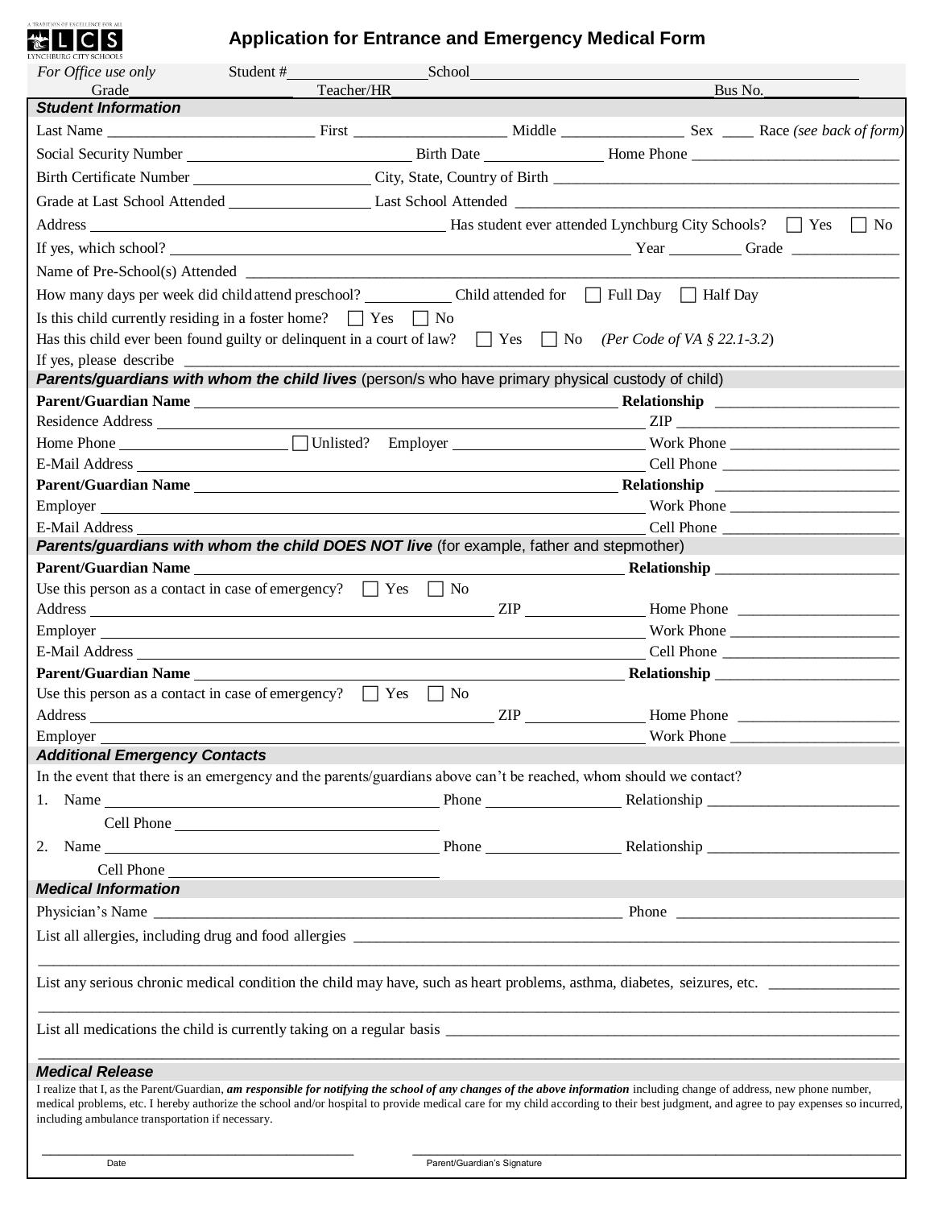A TRADITION OF EXCELLENCE FOR ALL
LCS
LYNCHBURG CITY SCHOOLS

# Application for Entrance and Emergency Medical Form

*For Office use only* Student # ________ School ________
Grade ________ Teacher/HR ________ Bus No. ________

## *Student Information*

Last Name ________ First ________ Middle ________ Sex ____ Race *(see back of form)*

Social Security Number ________ Birth Date ________ Home Phone ________

Birth Certificate Number ________ City, State, Country of Birth ________

Grade at Last School Attended ________ Last School Attended ________

Address ________ Has student ever attended Lynchburg City Schools? ☐ Yes ☐ No

If yes, which school? ________ Year ________ Grade ________

Name of Pre-School(s) Attended ________

How many days per week did child attend preschool? ________ Child attended for ☐ Full Day ☐ Half Day

Is this child currently residing in a foster home? ☐ Yes ☐ No

Has this child ever been found guilty or delinquent in a court of law? ☐ Yes ☐ No *(Per Code of VA § 22.1-3.2)*

If yes, please describe ________

## ***Parents/guardians with whom the child lives*** (person/s who have primary physical custody of child)

**Parent/Guardian Name** ________ **Relationship** ________

Residence Address ________ ZIP ________

Home Phone ________ ☐ Unlisted? Employer ________ Work Phone ________

E-Mail Address ________ Cell Phone ________

**Parent/Guardian Name** ________ **Relationship** ________

Employer ________ Work Phone ________

E-Mail Address ________ Cell Phone ________

## ***Parents/guardians with whom the child DOES NOT live*** (for example, father and stepmother)

**Parent/Guardian Name** ________ **Relationship** ________

Use this person as a contact in case of emergency? ☐ Yes ☐ No

Address ________ ZIP ________ Home Phone ________

Employer ________ Work Phone ________

E-Mail Address ________ Cell Phone ________

**Parent/Guardian Name** ________ **Relationship** ________

Use this person as a contact in case of emergency? ☐ Yes ☐ No

Address ________ ZIP ________ Home Phone ________

Employer ________ Work Phone ________

## *Additional Emergency Contacts*

In the event that there is an emergency and the parents/guardians above can't be reached, whom should we contact?

1. Name ________ Phone ________ Relationship ________
   Cell Phone ________
2. Name ________ Phone ________ Relationship ________
   Cell Phone ________

## *Medical Information*

Physician's Name ________ Phone ________

List all allergies, including drug and food allergies ________

________

List any serious chronic medical condition the child may have, such as heart problems, asthma, diabetes, seizures, etc. ________

________

List all medications the child is currently taking on a regular basis ________

________

## *Medical Release*

I realize that I, as the Parent/Guardian, ***am responsible for notifying the school of any changes of the above information*** including change of address, new phone number, medical problems, etc. I hereby authorize the school and/or hospital to provide medical care for my child according to their best judgment, and agree to pay expenses so incurred, including ambulance transportation if necessary.

________ Date

________ Parent/Guardian's Signature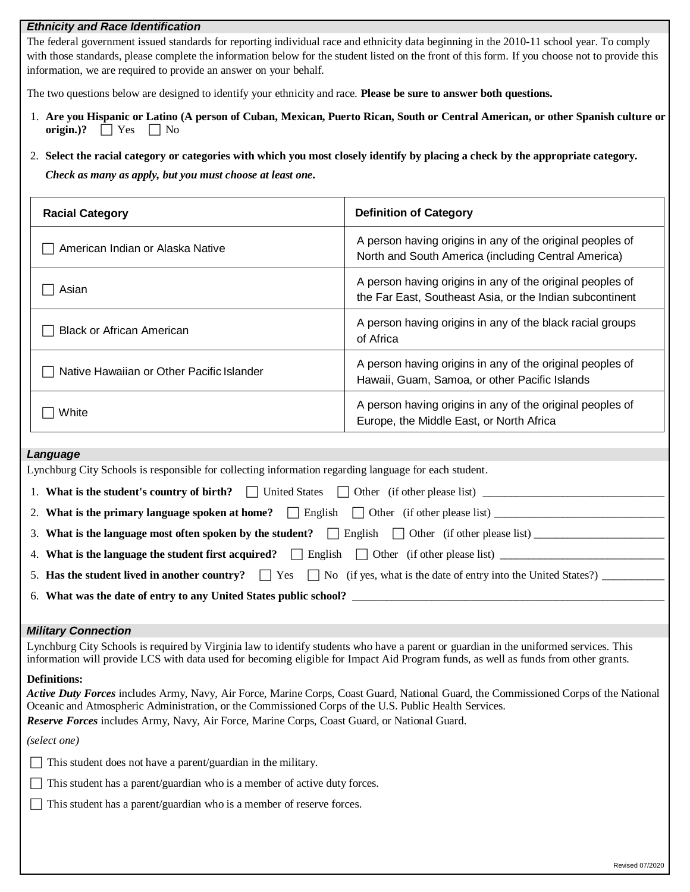### *Ethnicity and Race Identification*

The federal government issued standards for reporting individual race and ethnicity data beginning in the 2010-11 school year. To comply with those standards, please complete the information below for the student listed on the front of this form. If you choose not to provide this information, we are required to provide an answer on your behalf.

The two questions below are designed to identify your ethnicity and race. **Please be sure to answer both questions.**

1. **Are you Hispanic or Latino (A person of Cuban, Mexican, Puerto Rican, South or Central American, or other Spanish culture or origin.)?** ☐ Yes ☐ No

2. **Select the racial category or categories with which you most closely identify by placing a check by the appropriate category.** ***Check as many as apply, but you must choose at least one.***

| Racial Category | Definition of Category |
|---|---|
| ☐ American Indian or Alaska Native | A person having origins in any of the original peoples of North and South America (including Central America) |
| ☐ Asian | A person having origins in any of the original peoples of the Far East, Southeast Asia, or the Indian subcontinent |
| ☐ Black or African American | A person having origins in any of the black racial groups of Africa |
| ☐ Native Hawaiian or Other Pacific Islander | A person having origins in any of the original peoples of Hawaii, Guam, Samoa, or other Pacific Islands |
| ☐ White | A person having origins in any of the original peoples of Europe, the Middle East, or North Africa |

### *Language*

Lynchburg City Schools is responsible for collecting information regarding language for each student.

1. **What is the student's country of birth?** ☐ United States ☐ Other (if other please list) ________________________________
2. **What is the primary language spoken at home?** ☐ English ☐ Other (if other please list) ______________________________
3. **What is the language most often spoken by the student?** ☐ English ☐ Other (if other please list) _______________________
4. **What is the language the student first acquired?** ☐ English ☐ Other (if other please list) _____________________________
5. **Has the student lived in another country?** ☐ Yes ☐ No (if yes, what is the date of entry into the United States?) ___________
6. **What was the date of entry to any United States public school?** _________________________________________________________

### *Military Connection*

Lynchburg City Schools is required by Virginia law to identify students who have a parent or guardian in the uniformed services. This information will provide LCS with data used for becoming eligible for Impact Aid Program funds, as well as funds from other grants.

**Definitions:**

***Active Duty Forces*** includes Army, Navy, Air Force, Marine Corps, Coast Guard, National Guard, the Commissioned Corps of the National Oceanic and Atmospheric Administration, or the Commissioned Corps of the U.S. Public Health Services.

***Reserve Forces*** includes Army, Navy, Air Force, Marine Corps, Coast Guard, or National Guard.

*(select one)*

☐ This student does not have a parent/guardian in the military.

☐ This student has a parent/guardian who is a member of active duty forces.

☐ This student has a parent/guardian who is a member of reserve forces.

Revised 07/2020